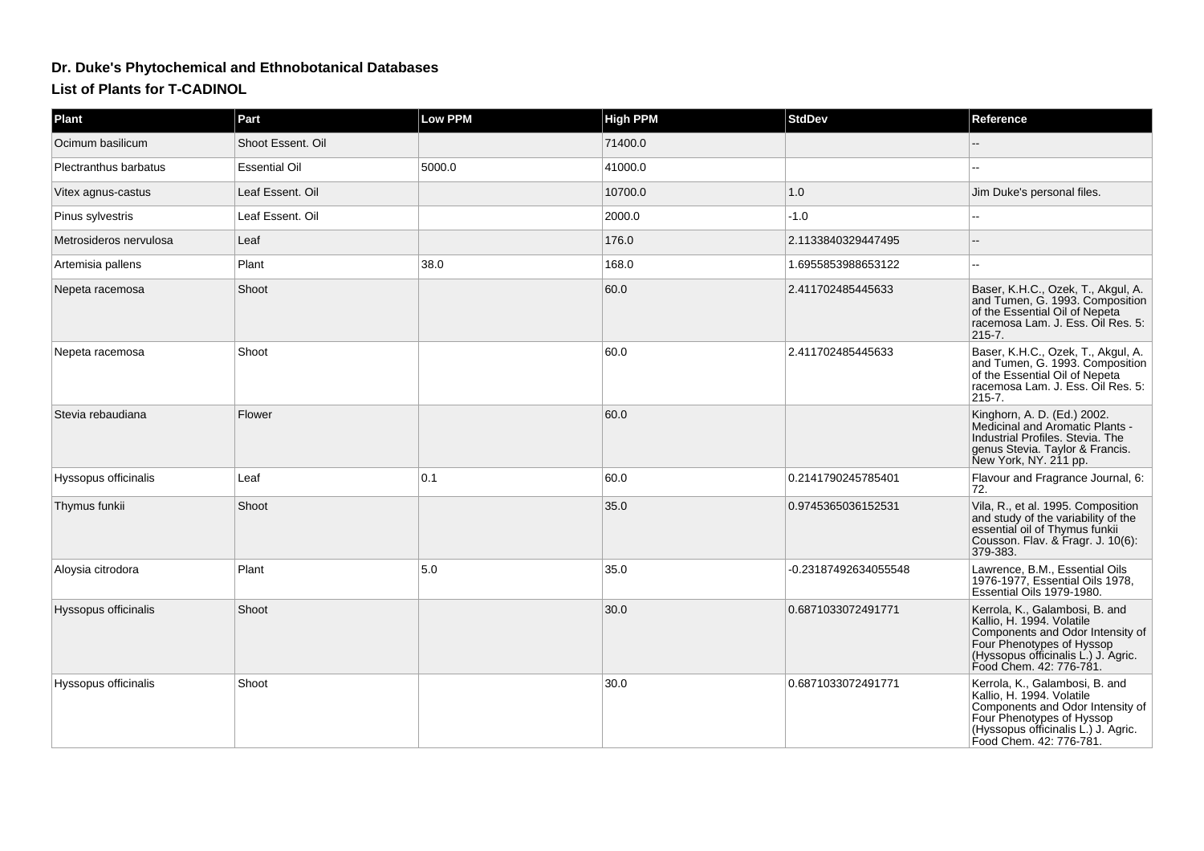# Dr. Duke's Phytochemical and Ethnobotanical Databases

## List of Plants for T-CADINOL

| Plant | Part | Low PPM | High PPM | StdDev | Reference |
|---|---|---|---|---|---|
| Ocimum basilicum | Shoot Essent. Oil | | 71400.0 | | -- |
| Plectranthus barbatus | Essential Oil | 5000.0 | 41000.0 | | -- |
| Vitex agnus-castus | Leaf Essent. Oil | | 10700.0 | 1.0 | Jim Duke's personal files. |
| Pinus sylvestris | Leaf Essent. Oil | | 2000.0 | -1.0 | -- |
| Metrosideros nervulosa | Leaf | | 176.0 | 2.1133840329447495 | -- |
| Artemisia pallens | Plant | 38.0 | 168.0 | 1.6955853988653122 | -- |
| Nepeta racemosa | Shoot | | 60.0 | 2.411702485445633 | Baser, K.H.C., Ozek, T., Akgul, A. and Tumen, G. 1993. Composition of the Essential Oil of Nepeta racemosa Lam. J. Ess. Oil Res. 5: 215-7. |
| Nepeta racemosa | Shoot | | 60.0 | 2.411702485445633 | Baser, K.H.C., Ozek, T., Akgul, A. and Tumen, G. 1993. Composition of the Essential Oil of Nepeta racemosa Lam. J. Ess. Oil Res. 5: 215-7. |
| Stevia rebaudiana | Flower | | 60.0 | | Kinghorn, A. D. (Ed.) 2002. Medicinal and Aromatic Plants - Industrial Profiles. Stevia. The genus Stevia. Taylor & Francis. New York, NY. 211 pp. |
| Hyssopus officinalis | Leaf | 0.1 | 60.0 | 0.2141790245785401 | Flavour and Fragrance Journal, 6: 72. |
| Thymus funkii | Shoot | | 35.0 | 0.9745365036152531 | Vila, R., et al. 1995. Composition and study of the variability of the essential oil of Thymus funkii Cousson. Flav. & Fragr. J. 10(6): 379-383. |
| Aloysia citrodora | Plant | 5.0 | 35.0 | -0.23187492634055548 | Lawrence, B.M., Essential Oils 1976-1977, Essential Oils 1978, Essential Oils 1979-1980. |
| Hyssopus officinalis | Shoot | | 30.0 | 0.6871033072491771 | Kerrola, K., Galambosi, B. and Kallio, H. 1994. Volatile Components and Odor Intensity of Four Phenotypes of Hyssop (Hyssopus officinalis L.) J. Agric. Food Chem. 42: 776-781. |
| Hyssopus officinalis | Shoot | | 30.0 | 0.6871033072491771 | Kerrola, K., Galambosi, B. and Kallio, H. 1994. Volatile Components and Odor Intensity of Four Phenotypes of Hyssop (Hyssopus officinalis L.) J. Agric. Food Chem. 42: 776-781. |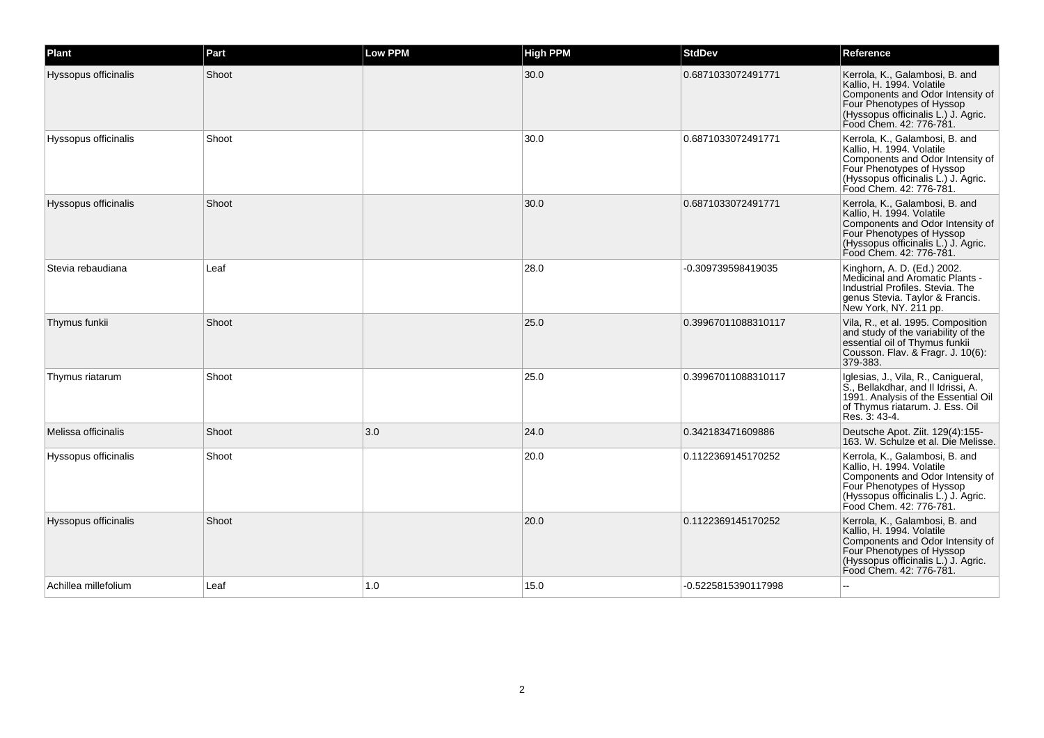| Plant | Part | Low PPM | High PPM | StdDev | Reference |
| --- | --- | --- | --- | --- | --- |
| Hyssopus officinalis | Shoot | | 30.0 | 0.6871033072491771 | Kerrola, K., Galambosi, B. and Kallio, H. 1994. Volatile Components and Odor Intensity of Four Phenotypes of Hyssop (Hyssopus officinalis L.) J. Agric. Food Chem. 42: 776-781. |
| Hyssopus officinalis | Shoot | | 30.0 | 0.6871033072491771 | Kerrola, K., Galambosi, B. and Kallio, H. 1994. Volatile Components and Odor Intensity of Four Phenotypes of Hyssop (Hyssopus officinalis L.) J. Agric. Food Chem. 42: 776-781. |
| Hyssopus officinalis | Shoot | | 30.0 | 0.6871033072491771 | Kerrola, K., Galambosi, B. and Kallio, H. 1994. Volatile Components and Odor Intensity of Four Phenotypes of Hyssop (Hyssopus officinalis L.) J. Agric. Food Chem. 42: 776-781. |
| Stevia rebaudiana | Leaf | | 28.0 | -0.309739598419035 | Kinghorn, A. D. (Ed.) 2002. Medicinal and Aromatic Plants - Industrial Profiles. Stevia. The genus Stevia. Taylor & Francis. New York, NY. 211 pp. |
| Thymus funkii | Shoot | | 25.0 | 0.39967011088310117 | Vila, R., et al. 1995. Composition and study of the variability of the essential oil of Thymus funkii Cousson. Flav. & Fragr. J. 10(6): 379-383. |
| Thymus riatarum | Shoot | | 25.0 | 0.39967011088310117 | Iglesias, J., Vila, R., Canigueral, S., Bellakdhar, and Il Idrissi, A. 1991. Analysis of the Essential Oil of Thymus riatarum. J. Ess. Oil Res. 3: 43-4. |
| Melissa officinalis | Shoot | 3.0 | 24.0 | 0.342183471609886 | Deutsche Apot. Ziit. 129(4):155-163. W. Schulze et al. Die Melisse. |
| Hyssopus officinalis | Shoot | | 20.0 | 0.1122369145170252 | Kerrola, K., Galambosi, B. and Kallio, H. 1994. Volatile Components and Odor Intensity of Four Phenotypes of Hyssop (Hyssopus officinalis L.) J. Agric. Food Chem. 42: 776-781. |
| Hyssopus officinalis | Shoot | | 20.0 | 0.1122369145170252 | Kerrola, K., Galambosi, B. and Kallio, H. 1994. Volatile Components and Odor Intensity of Four Phenotypes of Hyssop (Hyssopus officinalis L.) J. Agric. Food Chem. 42: 776-781. |
| Achillea millefolium | Leaf | 1.0 | 15.0 | -0.5225815390117998 | -- |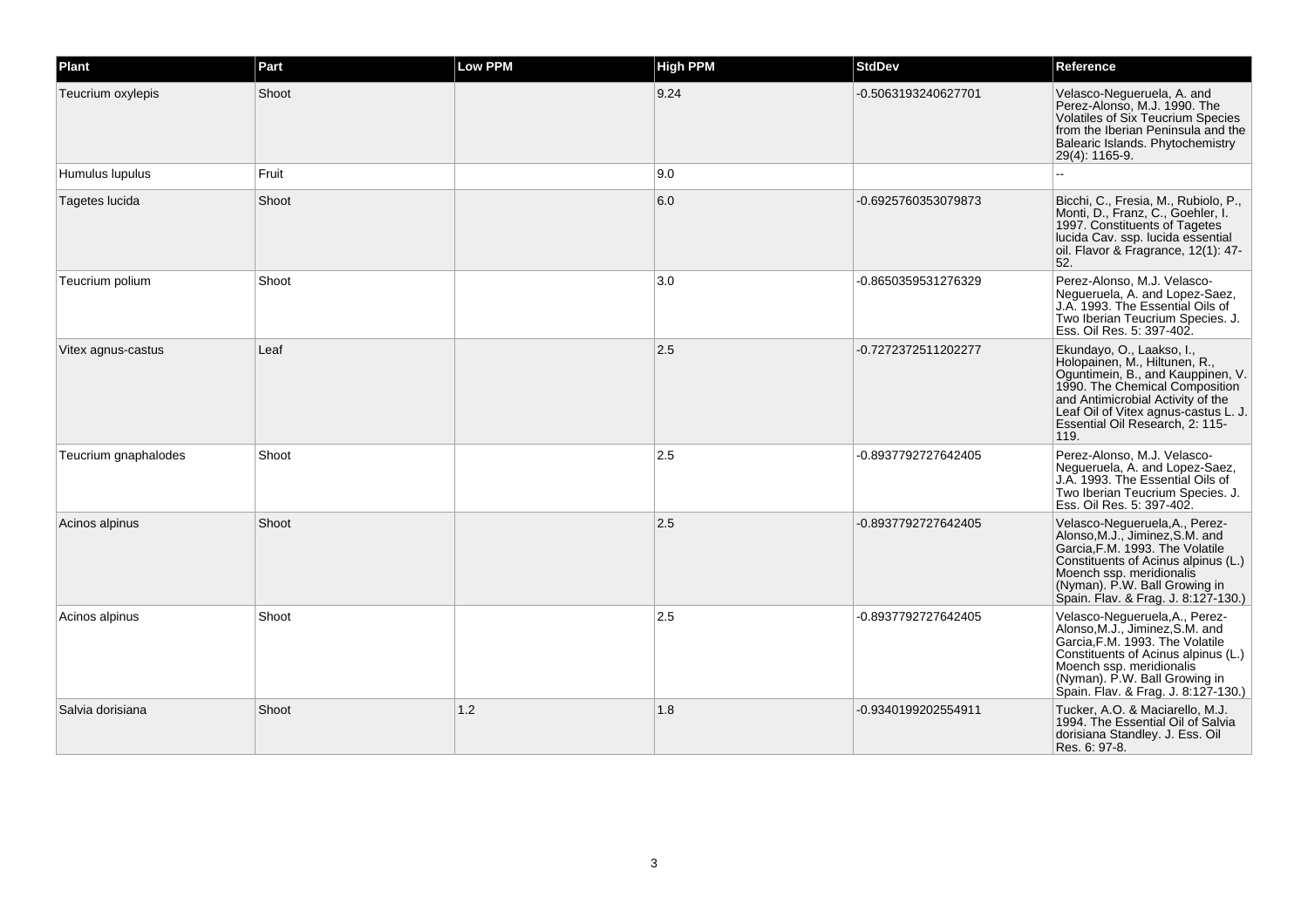| Plant | Part | Low PPM | High PPM | StdDev | Reference |
| --- | --- | --- | --- | --- | --- |
| Teucrium oxylepis | Shoot | | 9.24 | -0.5063193240627701 | Velasco-Negueruela, A. and Perez-Alonso, M.J. 1990. The Volatiles of Six Teucrium Species from the Iberian Peninsula and the Balearic Islands. Phytochemistry 29(4): 1165-9. |
| Humulus lupulus | Fruit | | 9.0 | | -- |
| Tagetes lucida | Shoot | | 6.0 | -0.6925760353079873 | Bicchi, C., Fresia, M., Rubiolo, P., Monti, D., Franz, C., Goehler, I. 1997. Constituents of Tagetes lucida Cav. ssp. lucida essential oil. Flavor & Fragrance, 12(1): 47-52. |
| Teucrium polium | Shoot | | 3.0 | -0.8650359531276329 | Perez-Alonso, M.J. Velasco-Negueruela, A. and Lopez-Saez, J.A. 1993. The Essential Oils of Two Iberian Teucrium Species. J. Ess. Oil Res. 5: 397-402. |
| Vitex agnus-castus | Leaf | | 2.5 | -0.7272372511202277 | Ekundayo, O., Laakso, I., Holopainen, M., Hiltunen, R., Oguntimein, B., and Kauppinen, V. 1990. The Chemical Composition and Antimicrobial Activity of the Leaf Oil of Vitex agnus-castus L. J. Essential Oil Research, 2: 115-119. |
| Teucrium gnaphalodes | Shoot | | 2.5 | -0.8937792727642405 | Perez-Alonso, M.J. Velasco-Negueruela, A. and Lopez-Saez, J.A. 1993. The Essential Oils of Two Iberian Teucrium Species. J. Ess. Oil Res. 5: 397-402. |
| Acinos alpinus | Shoot | | 2.5 | -0.8937792727642405 | Velasco-Negueruela,A., Perez-Alonso,M.J., Jiminez,S.M. and Garcia,F.M. 1993. The Volatile Constituents of Acinus alpinus (L.) Moench ssp. meridionalis (Nyman). P.W. Ball Growing in Spain. Flav. & Frag. J. 8:127-130.) |
| Acinos alpinus | Shoot | | 2.5 | -0.8937792727642405 | Velasco-Negueruela,A., Perez-Alonso,M.J., Jiminez,S.M. and Garcia,F.M. 1993. The Volatile Constituents of Acinus alpinus (L.) Moench ssp. meridionalis (Nyman). P.W. Ball Growing in Spain. Flav. & Frag. J. 8:127-130.) |
| Salvia dorisiana | Shoot | 1.2 | 1.8 | -0.9340199202554911 | Tucker, A.O. & Maciarello, M.J. 1994. The Essential Oil of Salvia dorisiana Standley. J. Ess. Oil Res. 6: 97-8. |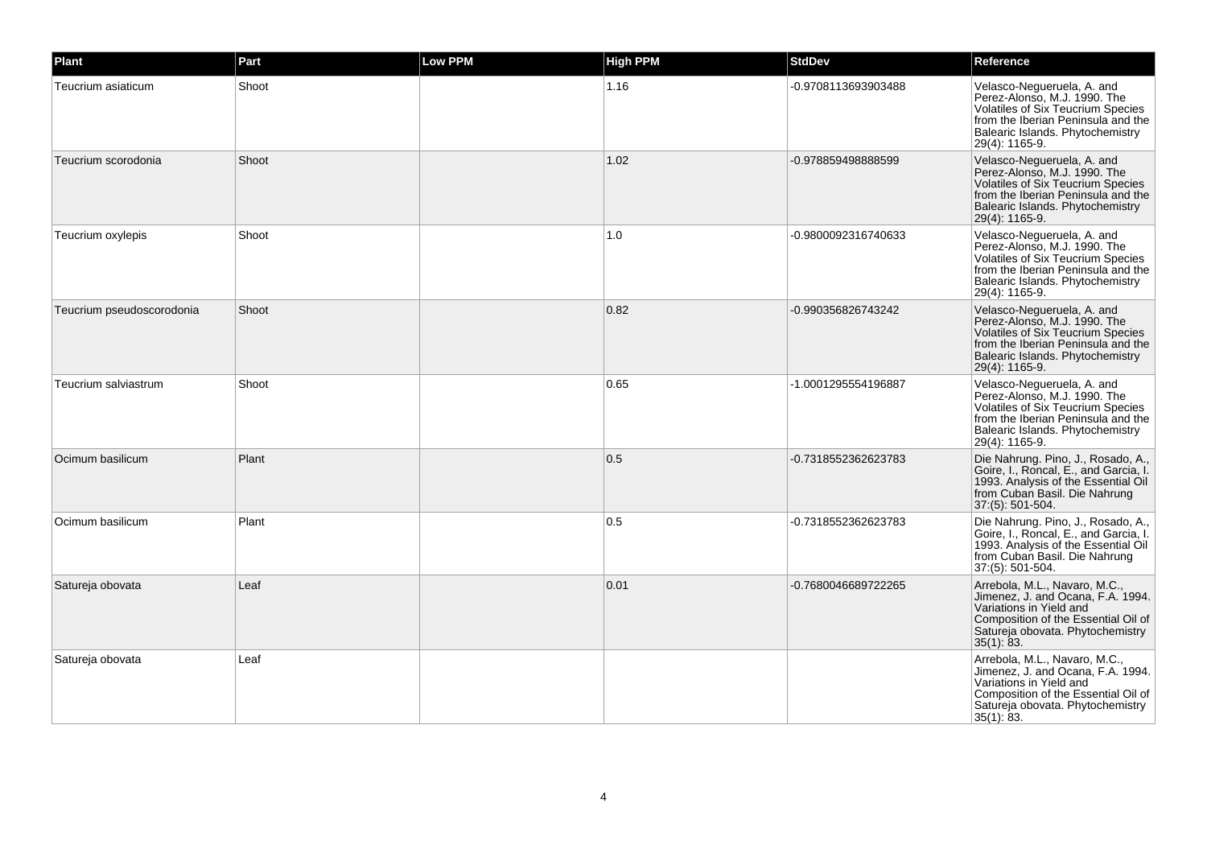| Plant | Part | Low PPM | High PPM | StdDev | Reference |
| --- | --- | --- | --- | --- | --- |
| Teucrium asiaticum | Shoot | | 1.16 | -0.9708113693903488 | Velasco-Negueruela, A. and Perez-Alonso, M.J. 1990. The Volatiles of Six Teucrium Species from the Iberian Peninsula and the Balearic Islands. Phytochemistry 29(4): 1165-9. |
| Teucrium scorodonia | Shoot | | 1.02 | -0.978859498888599 | Velasco-Negueruela, A. and Perez-Alonso, M.J. 1990. The Volatiles of Six Teucrium Species from the Iberian Peninsula and the Balearic Islands. Phytochemistry 29(4): 1165-9. |
| Teucrium oxylepis | Shoot | | 1.0 | -0.9800092316740633 | Velasco-Negueruela, A. and Perez-Alonso, M.J. 1990. The Volatiles of Six Teucrium Species from the Iberian Peninsula and the Balearic Islands. Phytochemistry 29(4): 1165-9. |
| Teucrium pseudoscorodonia | Shoot | | 0.82 | -0.990356826743242 | Velasco-Negueruela, A. and Perez-Alonso, M.J. 1990. The Volatiles of Six Teucrium Species from the Iberian Peninsula and the Balearic Islands. Phytochemistry 29(4): 1165-9. |
| Teucrium salviastrum | Shoot | | 0.65 | -1.0001295554196887 | Velasco-Negueruela, A. and Perez-Alonso, M.J. 1990. The Volatiles of Six Teucrium Species from the Iberian Peninsula and the Balearic Islands. Phytochemistry 29(4): 1165-9. |
| Ocimum basilicum | Plant | | 0.5 | -0.7318552362623783 | Die Nahrung. Pino, J., Rosado, A., Goire, I., Roncal, E., and Garcia, I. 1993. Analysis of the Essential Oil from Cuban Basil. Die Nahrung 37:(5): 501-504. |
| Ocimum basilicum | Plant | | 0.5 | -0.7318552362623783 | Die Nahrung. Pino, J., Rosado, A., Goire, I., Roncal, E., and Garcia, I. 1993. Analysis of the Essential Oil from Cuban Basil. Die Nahrung 37:(5): 501-504. |
| Satureja obovata | Leaf | | 0.01 | -0.7680046689722265 | Arrebola, M.L., Navaro, M.C., Jimenez, J. and Ocana, F.A. 1994. Variations in Yield and Composition of the Essential Oil of Satureja obovata. Phytochemistry 35(1): 83. |
| Satureja obovata | Leaf | | | | Arrebola, M.L., Navaro, M.C., Jimenez, J. and Ocana, F.A. 1994. Variations in Yield and Composition of the Essential Oil of Satureja obovata. Phytochemistry 35(1): 83. |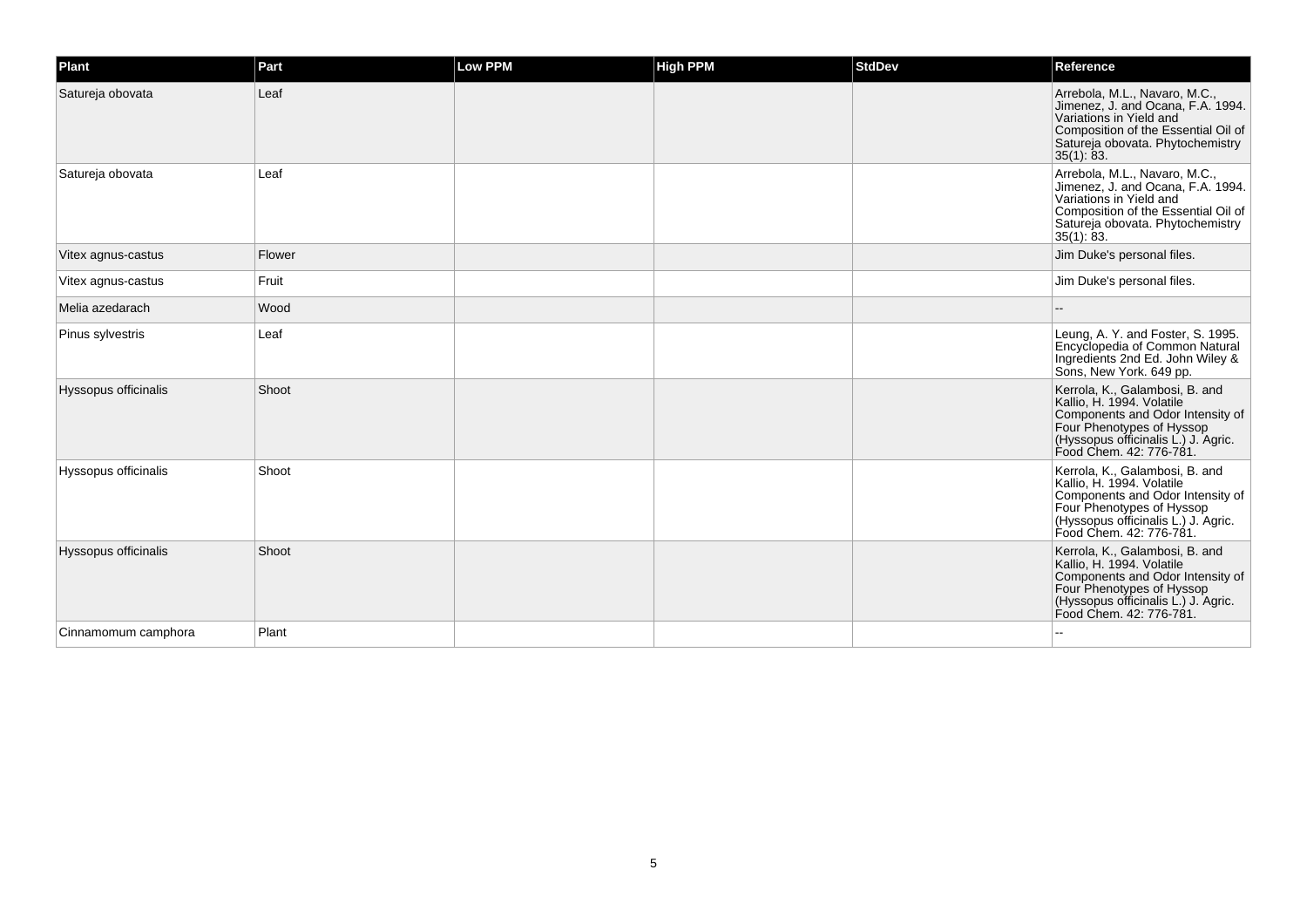| Plant | Part | Low PPM | High PPM | StdDev | Reference |
| --- | --- | --- | --- | --- | --- |
| Satureja obovata | Leaf | | | | Arrebola, M.L., Navaro, M.C., Jimenez, J. and Ocana, F.A. 1994. Variations in Yield and Composition of the Essential Oil of Satureja obovata. Phytochemistry 35(1): 83. |
| Satureja obovata | Leaf | | | | Arrebola, M.L., Navaro, M.C., Jimenez, J. and Ocana, F.A. 1994. Variations in Yield and Composition of the Essential Oil of Satureja obovata. Phytochemistry 35(1): 83. |
| Vitex agnus-castus | Flower | | | | Jim Duke's personal files. |
| Vitex agnus-castus | Fruit | | | | Jim Duke's personal files. |
| Melia azedarach | Wood | | | | -- |
| Pinus sylvestris | Leaf | | | | Leung, A. Y. and Foster, S. 1995. Encyclopedia of Common Natural Ingredients 2nd Ed. John Wiley & Sons, New York. 649 pp. |
| Hyssopus officinalis | Shoot | | | | Kerrola, K., Galambosi, B. and Kallio, H. 1994. Volatile Components and Odor Intensity of Four Phenotypes of Hyssop (Hyssopus officinalis L.) J. Agric. Food Chem. 42: 776-781. |
| Hyssopus officinalis | Shoot | | | | Kerrola, K., Galambosi, B. and Kallio, H. 1994. Volatile Components and Odor Intensity of Four Phenotypes of Hyssop (Hyssopus officinalis L.) J. Agric. Food Chem. 42: 776-781. |
| Hyssopus officinalis | Shoot | | | | Kerrola, K., Galambosi, B. and Kallio, H. 1994. Volatile Components and Odor Intensity of Four Phenotypes of Hyssop (Hyssopus officinalis L.) J. Agric. Food Chem. 42: 776-781. |
| Cinnamomum camphora | Plant | | | | -- |